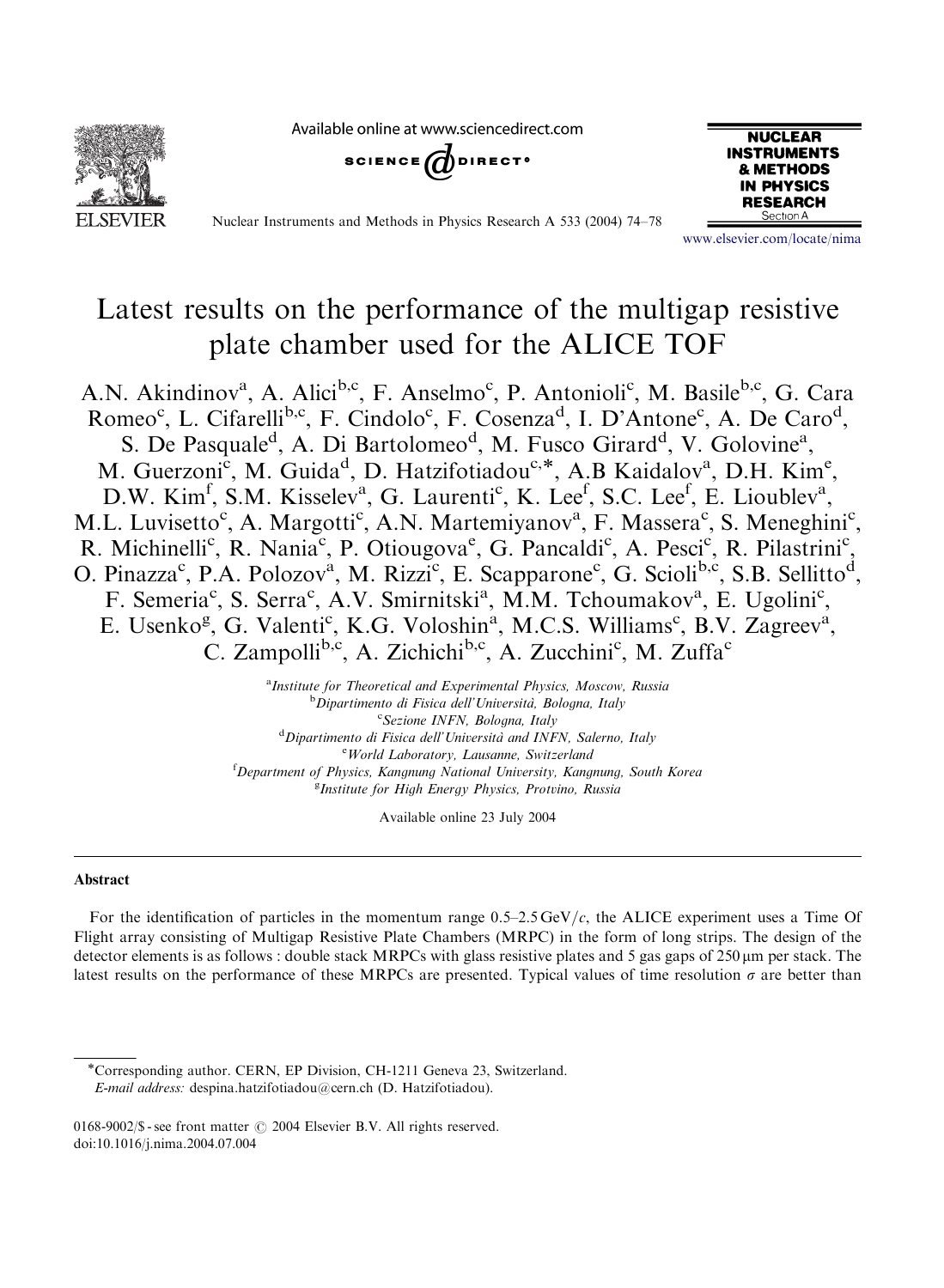# Latest results on the performance of the multigap resistive plate chamber used for the ALICE TOF

A.N. Akindinov[a], A. Alici[b,c], F. Anselmo[c], P. Antonioli[c], M. Basile[b,c], G. Cara Romeo[c], L. Cifarelli[b,c], F. Cindolo[c], F. Cosenza[d], I. D'Antone[c], A. De Caro[d], S. De Pasquale[d], A. Di Bartolomeo[d], M. Fusco Girard[d], V. Golovine[a], M. Guerzoni[c], M. Guida[d], D. Hatzifotiadou[c,*], A.B Kaidalov[a], D.H. Kim[e], D.W. Kim[f], S.M. Kisselev[a], G. Laurenti[c], K. Lee[f], S.C. Lee[f], E. Lioublev[a], M.L. Luvisetto[c], A. Margotti[c], A.N. Martemiyanov[a], F. Massera[c], S. Meneghini[c], R. Michinelli[c], R. Nania[c], P. Otiougova[e], G. Pancaldi[c], A. Pesci[c], R. Pilastrini[c], O. Pinazza[c], P.A. Polozov[a], M. Rizzi[c], E. Scapparone[c], G. Scioli[b,c], S.B. Sellitto[d], F. Semeria[c], S. Serra[c], A.V. Smirnitski[a], M.M. Tchoumakov[a], E. Ugolini[c], E. Usenko[g], G. Valenti[c], K.G. Voloshin[a], M.C.S. Williams[c], B.V. Zagreev[a], C. Zampolli[b,c], A. Zichichi[b,c], A. Zucchini[c], M. Zuffa[c]

[a] *Institute for Theoretical and Experimental Physics, Moscow, Russia*
[b] *Dipartimento di Fisica dell'Università, Bologna, Italy*
[c] *Sezione INFN, Bologna, Italy*
[d] *Dipartimento di Fisica dell'Università and INFN, Salerno, Italy*
[e] *World Laboratory, Lausanne, Switzerland*
[f] *Department of Physics, Kangnung National University, Kangnung, South Korea*
[g] *Institute for High Energy Physics, Protvino, Russia*

Available online 23 July 2004

## Abstract

For the identification of particles in the momentum range 0.5–2.5 GeV/$c$, the ALICE experiment uses a Time Of Flight array consisting of Multigap Resistive Plate Chambers (MRPC) in the form of long strips. The design of the detector elements is as follows : double stack MRPCs with glass resistive plates and 5 gas gaps of 250 μm per stack. The latest results on the performance of these MRPCs are presented. Typical values of time resolution $\sigma$ are better than

---

*Corresponding author. CERN, EP Division, CH-1211 Geneva 23, Switzerland.
*E-mail address:* despina.hatzifotiadou@cern.ch (D. Hatzifotiadou).

0168-9002/$ - see front matter © 2004 Elsevier B.V. All rights reserved.
doi:10.1016/j.nima.2004.07.004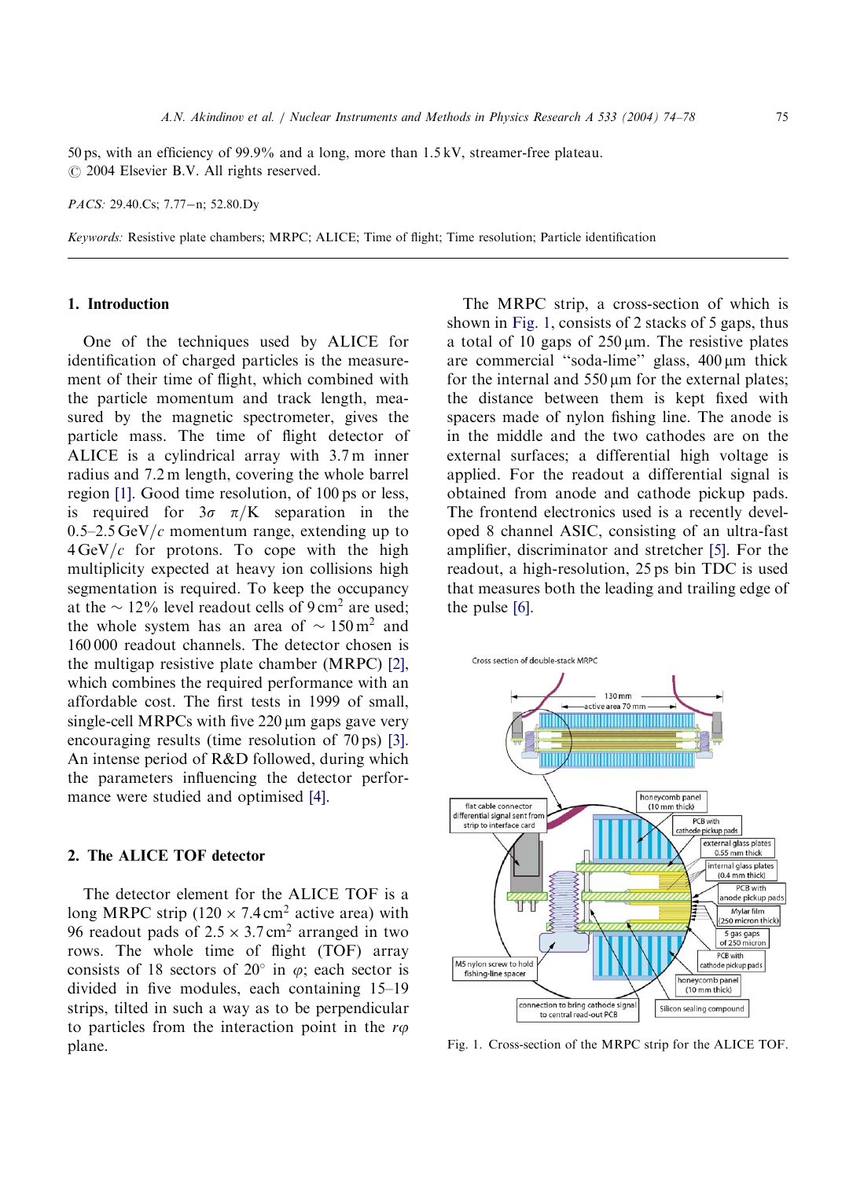50 ps, with an efficiency of 99.9% and a long, more than 1.5 kV, streamer-free plateau.
© 2004 Elsevier B.V. All rights reserved.

*PACS:* 29.40.Cs; 7.77−n; 52.80.Dy

*Keywords:* Resistive plate chambers; MRPC; ALICE; Time of flight; Time resolution; Particle identification

## 1. Introduction

One of the techniques used by ALICE for identification of charged particles is the measurement of their time of flight, which combined with the particle momentum and track length, measured by the magnetic spectrometer, gives the particle mass. The time of flight detector of ALICE is a cylindrical array with 3.7 m inner radius and 7.2 m length, covering the whole barrel region [1]. Good time resolution, of 100 ps or less, is required for $3\sigma$ $\pi/K$ separation in the 0.5–2.5 GeV/$c$ momentum range, extending up to 4 GeV/$c$ for protons. To cope with the high multiplicity expected at heavy ion collisions high segmentation is required. To keep the occupancy at the ~ 12% level readout cells of 9 cm$^2$ are used; the whole system has an area of ~ 150 m$^2$ and 160 000 readout channels. The detector chosen is the multigap resistive plate chamber (MRPC) [2], which combines the required performance with an affordable cost. The first tests in 1999 of small, single-cell MRPCs with five 220 μm gaps gave very encouraging results (time resolution of 70 ps) [3]. An intense period of R&D followed, during which the parameters influencing the detector performance were studied and optimised [4].

## 2. The ALICE TOF detector

The detector element for the ALICE TOF is a long MRPC strip ($120 \times 7.4$ cm$^2$ active area) with 96 readout pads of $2.5 \times 3.7$ cm$^2$ arranged in two rows. The whole time of flight (TOF) array consists of 18 sectors of 20° in $\varphi$; each sector is divided in five modules, each containing 15–19 strips, tilted in such a way as to be perpendicular to particles from the interaction point in the $r\varphi$ plane.

The MRPC strip, a cross-section of which is shown in Fig. 1, consists of 2 stacks of 5 gaps, thus a total of 10 gaps of 250 μm. The resistive plates are commercial "soda-lime" glass, 400 μm thick for the internal and 550 μm for the external plates; the distance between them is kept fixed with spacers made of nylon fishing line. The anode is in the middle and the two cathodes are on the external surfaces; a differential high voltage is applied. For the readout a differential signal is obtained from anode and cathode pickup pads. The frontend electronics used is a recently developed 8 channel ASIC, consisting of an ultra-fast amplifier, discriminator and stretcher [5]. For the readout, a high-resolution, 25 ps bin TDC is used that measures both the leading and trailing edge of the pulse [6].

Fig. 1. Cross-section of the MRPC strip for the ALICE TOF.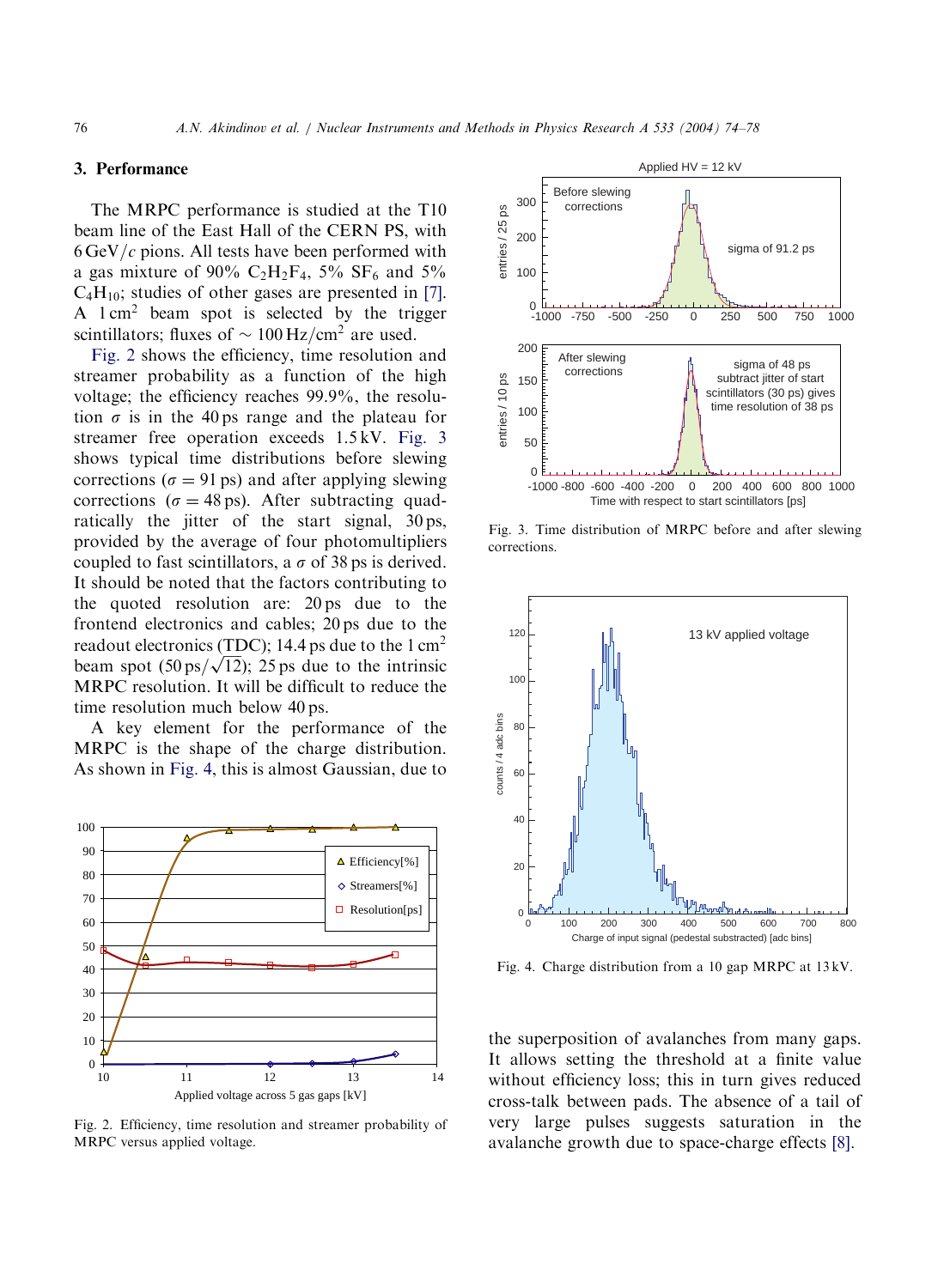## 3. Performance

The MRPC performance is studied at the T10 beam line of the East Hall of the CERN PS, with 6 GeV/$c$ pions. All tests have been performed with a gas mixture of 90% $C_2H_2F_4$, 5% $SF_6$ and 5% $C_4H_{10}$; studies of other gases are presented in [7]. A 1 $cm^2$ beam spot is selected by the trigger scintillators; fluxes of $\sim 100\,Hz/cm^2$ are used.

Fig. 2 shows the efficiency, time resolution and streamer probability as a function of the high voltage; the efficiency reaches 99.9%, the resolution $\sigma$ is in the 40 ps range and the plateau for streamer free operation exceeds 1.5 kV. Fig. 3 shows typical time distributions before slewing corrections ($\sigma = 91$ ps) and after applying slewing corrections ($\sigma = 48$ ps). After subtracting quadratically the jitter of the start signal, 30 ps, provided by the average of four photomultipliers coupled to fast scintillators, a $\sigma$ of 38 ps is derived. It should be noted that the factors contributing to the quoted resolution are: 20 ps due to the frontend electronics and cables; 20 ps due to the readout electronics (TDC); 14.4 ps due to the 1 $cm^2$ beam spot ($50\,ps/\sqrt{12}$); 25 ps due to the intrinsic MRPC resolution. It will be difficult to reduce the time resolution much below 40 ps.

A key element for the performance of the MRPC is the shape of the charge distribution. As shown in Fig. 4, this is almost Gaussian, due to the superposition of avalanches from many gaps. It allows setting the threshold at a finite value without efficiency loss; this in turn gives reduced cross-talk between pads. The absence of a tail of very large pulses suggests saturation in the avalanche growth due to space-charge effects [8].

Fig. 2. Efficiency, time resolution and streamer probability of MRPC versus applied voltage.

Fig. 3. Time distribution of MRPC before and after slewing corrections.

Fig. 4. Charge distribution from a 10 gap MRPC at 13 kV.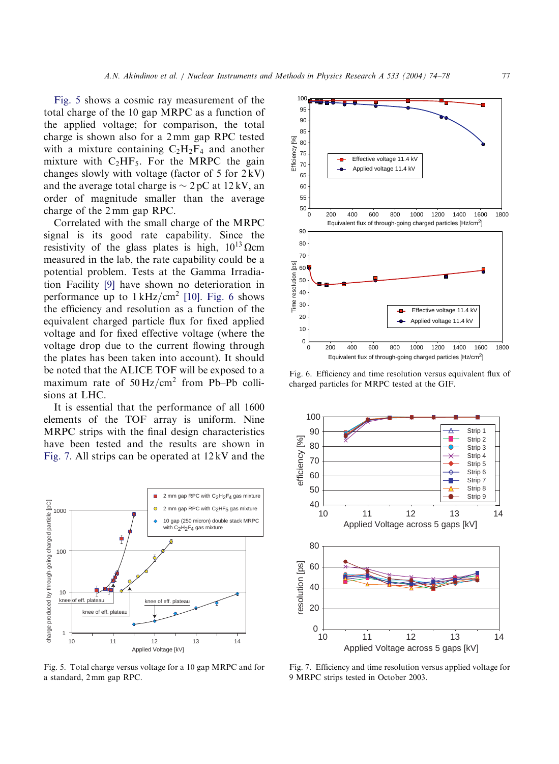Fig. 5 shows a cosmic ray measurement of the total charge of the 10 gap MRPC as a function of the applied voltage; for comparison, the total charge is shown also for a 2 mm gap RPC tested with a mixture containing $C_2H_2F_4$ and another mixture with $C_2HF_5$. For the MRPC the gain changes slowly with voltage (factor of 5 for 2 kV) and the average total charge is $\sim 2$ pC at 12 kV, an order of magnitude smaller than the average charge of the 2 mm gap RPC.

Correlated with the small charge of the MRPC signal is its good rate capability. Since the resistivity of the glass plates is high, $10^{13}\,\Omega$cm measured in the lab, the rate capability could be a potential problem. Tests at the Gamma Irradiation Facility [9] have shown no deterioration in performance up to 1 kHz/cm$^2$ [10]. Fig. 6 shows the efficiency and resolution as a function of the equivalent charged particle flux for fixed applied voltage and for fixed effective voltage (where the voltage drop due to the current flowing through the plates has been taken into account). It should be noted that the ALICE TOF will be exposed to a maximum rate of 50 Hz/cm$^2$ from Pb–Pb collisions at LHC.

It is essential that the performance of all 1600 elements of the TOF array is uniform. Nine MRPC strips with the final design characteristics have been tested and the results are shown in Fig. 7. All strips can be operated at 12 kV and the

Fig. 5. Total charge versus voltage for a 10 gap MRPC and for a standard, 2 mm gap RPC.

Fig. 6. Efficiency and time resolution versus equivalent flux of charged particles for MRPC tested at the GIF.

Fig. 7. Efficiency and time resolution versus applied voltage for 9 MRPC strips tested in October 2003.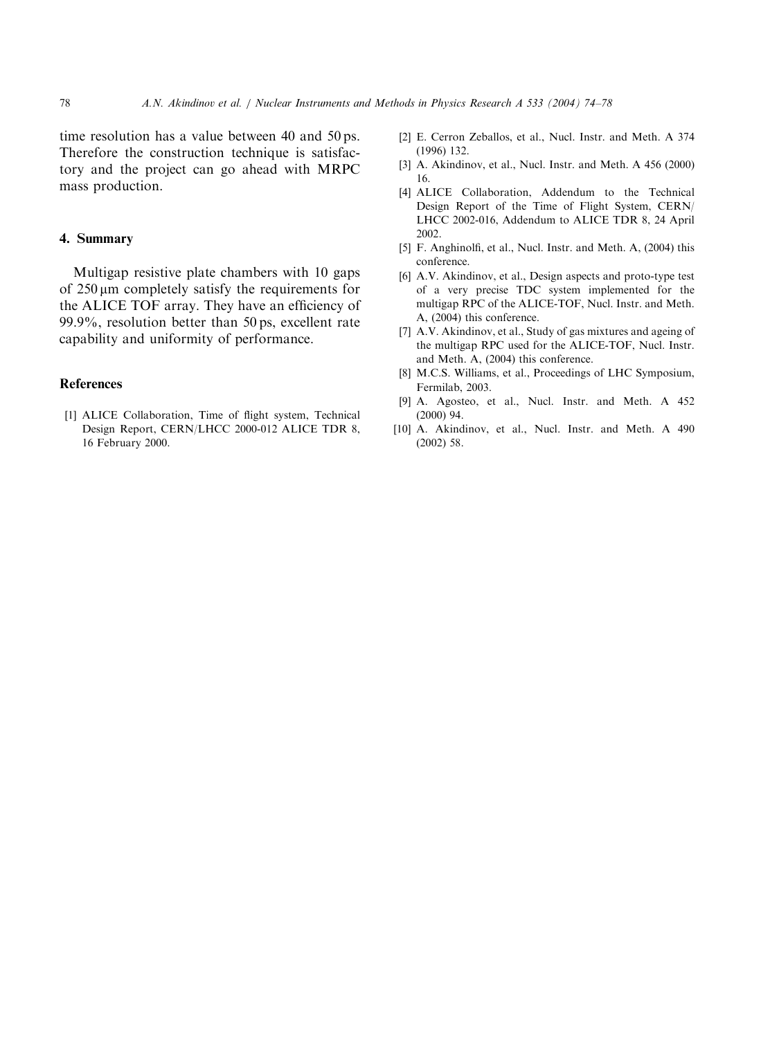time resolution has a value between 40 and 50 ps. Therefore the construction technique is satisfactory and the project can go ahead with MRPC mass production.

## 4. Summary

Multigap resistive plate chambers with 10 gaps of 250 μm completely satisfy the requirements for the ALICE TOF array. They have an efficiency of 99.9%, resolution better than 50 ps, excellent rate capability and uniformity of performance.

## References

[1] ALICE Collaboration, Time of flight system, Technical Design Report, CERN/LHCC 2000-012 ALICE TDR 8, 16 February 2000.

[2] E. Cerron Zeballos, et al., Nucl. Instr. and Meth. A 374 (1996) 132.

[3] A. Akindinov, et al., Nucl. Instr. and Meth. A 456 (2000) 16.

[4] ALICE Collaboration, Addendum to the Technical Design Report of the Time of Flight System, CERN/LHCC 2002-016, Addendum to ALICE TDR 8, 24 April 2002.

[5] F. Anghinolfi, et al., Nucl. Instr. and Meth. A, (2004) this conference.

[6] A.V. Akindinov, et al., Design aspects and proto-type test of a very precise TDC system implemented for the multigap RPC of the ALICE-TOF, Nucl. Instr. and Meth. A, (2004) this conference.

[7] A.V. Akindinov, et al., Study of gas mixtures and ageing of the multigap RPC used for the ALICE-TOF, Nucl. Instr. and Meth. A, (2004) this conference.

[8] M.C.S. Williams, et al., Proceedings of LHC Symposium, Fermilab, 2003.

[9] A. Agosteo, et al., Nucl. Instr. and Meth. A 452 (2000) 94.

[10] A. Akindinov, et al., Nucl. Instr. and Meth. A 490 (2002) 58.